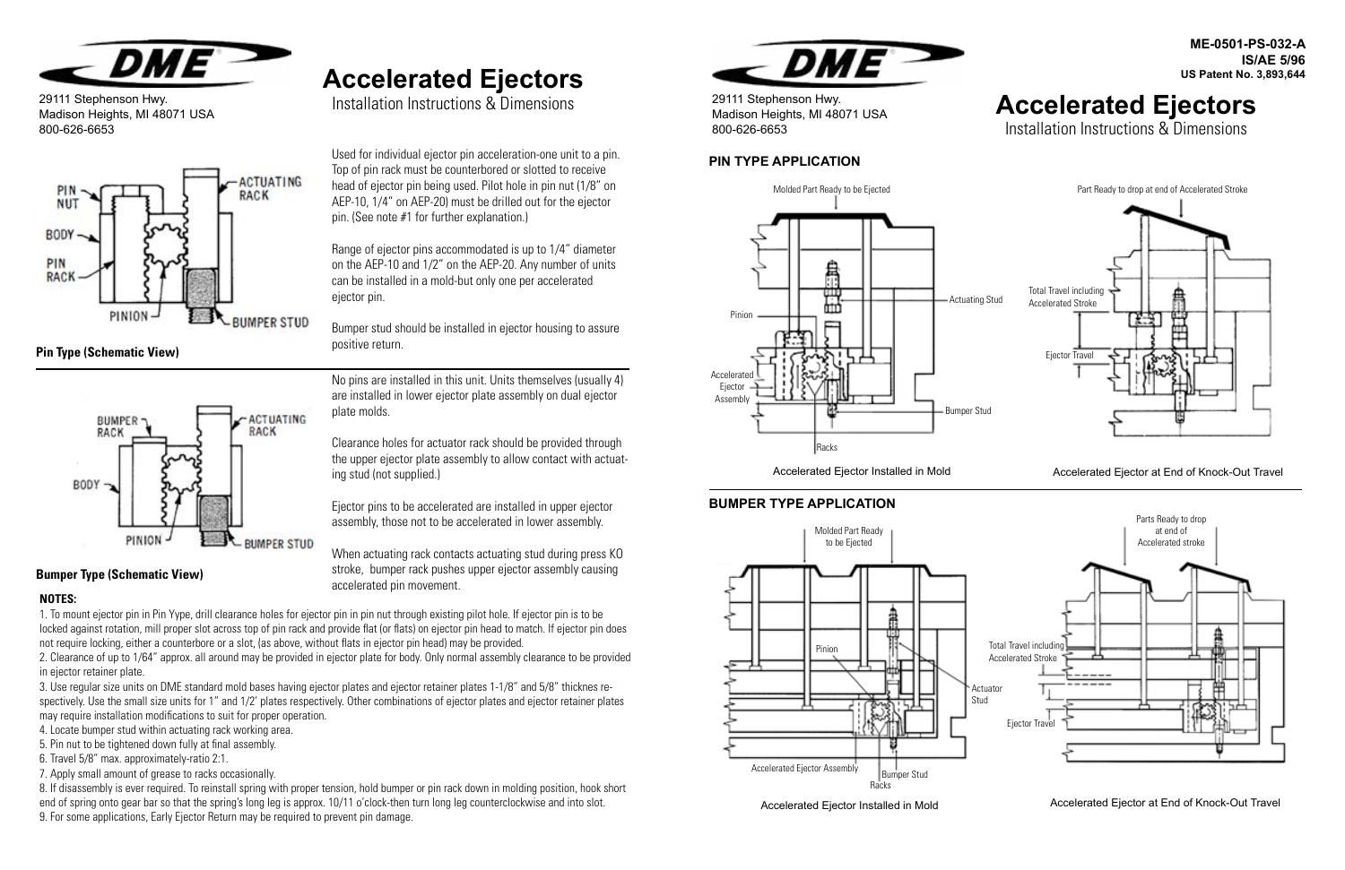29111 Stephenson Hwy.
Madison Heights, MI 48071 USA
800-626-6653

# Accelerated Ejectors

Installation Instructions & Dimensions

**Pin Type (Schematic View)**

Used for individual ejector pin acceleration-one unit to a pin. Top of pin rack must be counterbored or slotted to receive head of ejector pin being used. Pilot hole in pin nut (1/8" on AEP-10, 1/4" on AEP-20) must be drilled out for the ejector pin. (See note #1 for further explanation.)

Range of ejector pins accommodated is up to 1/4" diameter on the AEP-10 and 1/2" on the AEP-20. Any number of units can be installed in a mold-but only one per accelerated ejector pin.

Bumper stud should be installed in ejector housing to assure positive return.

**Bumper Type (Schematic View)**

No pins are installed in this unit. Units themselves (usually 4) are installed in lower ejector plate assembly on dual ejector plate molds.

Clearance holes for actuator rack should be provided through the upper ejector plate assembly to allow contact with actuating stud (not supplied.)

Ejector pins to be accelerated are installed in upper ejector assembly, those not to be accelerated in lower assembly.

When actuating rack contacts actuating stud during press KO stroke, bumper rack pushes upper ejector assembly causing accelerated pin movement.

**NOTES:**

1. To mount ejector pin in Pin Yype, drill clearance holes for ejector pin in pin nut through existing pilot hole. If ejector pin is to be locked against rotation, mill proper slot across top of pin rack and provide flat (or flats) on ejector pin head to match. If ejector pin does not require locking, either a counterbore or a slot, (as above, without flats in ejector pin head) may be provided.
2. Clearance of up to 1/64" approx. all around may be provided in ejector plate for body. Only normal assembly clearance to be provided in ejector retainer plate.
3. Use regular size units on DME standard mold bases having ejector plates and ejector retainer plates 1-1/8" and 5/8" thicknes respectively. Use the small size units for 1" and 1/2' plates respectively. Other combinations of ejector plates and ejector retainer plates may require installation modifications to suit for proper operation.
4. Locate bumper stud within actuating rack working area.
5. Pin nut to be tightened down fully at final assembly.
6. Travel 5/8" max. approximately-ratio 2:1.
7. Apply small amount of grease to racks occasionally.
8. If disassembly is ever required. To reinstall spring with proper tension, hold bumper or pin rack down in molding position, hook short end of spring onto gear bar so that the spring's long leg is approx. 10/11 o'clock-then turn long leg counterclockwise and into slot.
9. For some applications, Early Ejector Return may be required to prevent pin damage.

ME-0501-PS-032-A
IS/AE 5/96
US Patent No. 3,893,644

29111 Stephenson Hwy.
Madison Heights, MI 48071 USA
800-626-6653

# Accelerated Ejectors

Installation Instructions & Dimensions

## PIN TYPE APPLICATION

Accelerated Ejector Installed in Mold

Accelerated Ejector at End of Knock-Out Travel

## BUMPER TYPE APPLICATION

Accelerated Ejector Installed in Mold

Accelerated Ejector at End of Knock-Out Travel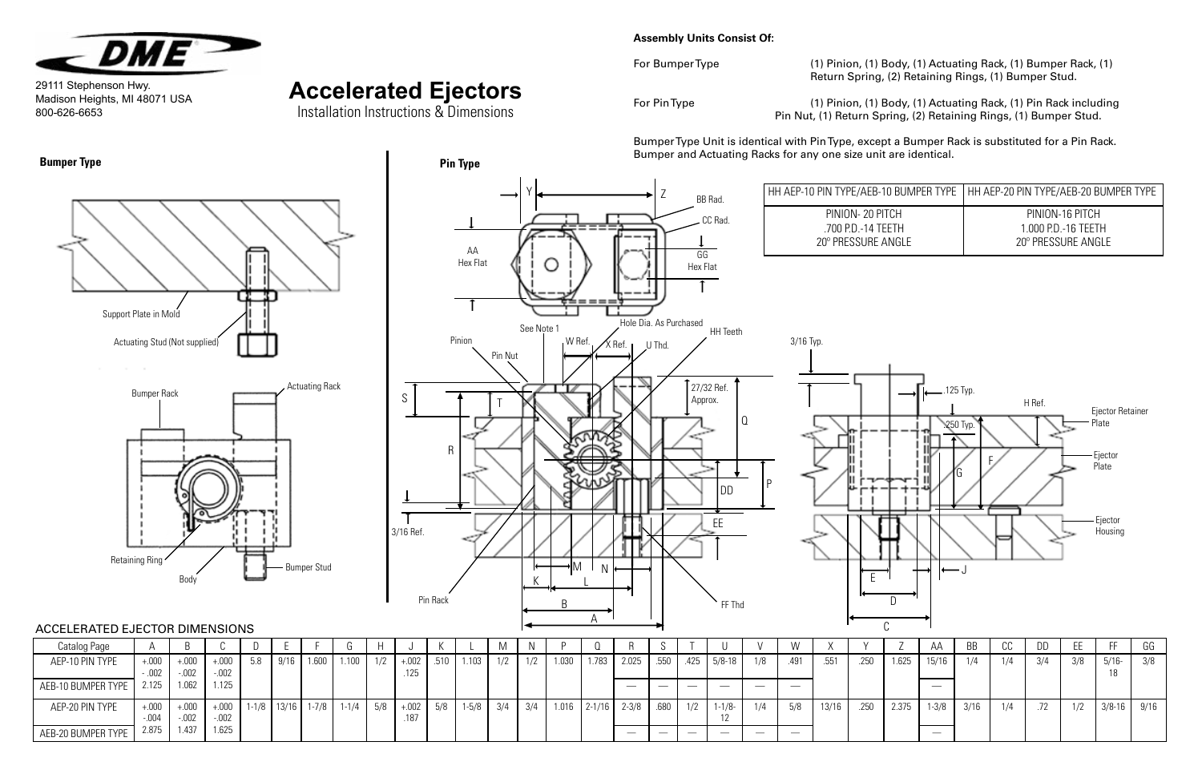DME

29111 Stephenson Hwy.
Madison Heights, MI 48071 USA
800-626-6653

# Accelerated Ejectors

Installation Instructions & Dimensions

**Assembly Units Consist Of:**

For Bumper Type: (1) Pinion, (1) Body, (1) Actuating Rack, (1) Bumper Rack, (1) Return Spring, (2) Retaining Rings, (1) Bumper Stud.

For Pin Type: (1) Pinion, (1) Body, (1) Actuating Rack, (1) Pin Rack including Pin Nut, (1) Return Spring, (2) Retaining Rings, (1) Bumper Stud.

Bumper Type Unit is identical with Pin Type, except a Bumper Rack is substituted for a Pin Rack. Bumper and Actuating Racks for any one size unit are identical.

**Bumper Type**

Support Plate in Mold

Actuating Stud (Not supplied)

Bumper Rack

Actuating Rack

Retaining Ring

Body

Bumper Stud

**Pin Type**

Y Z BB Rad. CC Rad. AA Hex Flat GG Hex Flat

Hole Dia. As Purchased

HH Teeth

See Note 1

Pinion

Pin Nut

W Ref. X Ref. U Thd.

27/32 Ref. Approx.

S T R Q P DD EE

3/16 Ref.

K M N L B A

Pin Rack

FF Thd

3/16 Typ.

.125 Typ.

H Ref.

.250 Typ.

Ejector Retainer Plate

Ejector Plate

Ejector Housing

G F E J D C

| HH AEP-10 PIN TYPE/AEB-10 BUMPER TYPE | HH AEP-20 PIN TYPE/AEB-20 BUMPER TYPE |
|---|---|
| PINION- 20 PITCH<br>.700 P.D.-14 TEETH<br>20° PRESSURE ANGLE | PINION-16 PITCH<br>1.000 P.D.-16 TEETH<br>20° PRESSURE ANGLE |

ACCELERATED EJECTOR DIMENSIONS

| Catalog Page | A | B | C | D | E | F | G | H | J | K | L | M | N | P | Q | R | S | T | U | V | W | X | Y | Z | AA | BB | CC | DD | EE | FF | GG |
|---|---|---|---|---|---|---|---|---|---|---|---|---|---|---|---|---|---|---|---|---|---|---|---|---|---|---|---|---|---|---|---|
| AEP-10 PIN TYPE | +.000 -.002 2.125 | +.000 -.002 1.062 | +.000 -.002 1.125 | 5.8 | 9/16 | 1.600 | 1.100 | 1/2 | +.002 .125 | .510 | 1.103 | 1/2 | 1/2 | 1.030 | 1.783 | 2.025 | .550 | .425 | 5/8-18 | 1/8 | .491 | .551 | .250 | 1.625 | 15/16 | 1/4 | 1/4 | 3/4 | 3/8 | 5/16-18 | 3/8 |
| AEB-10 BUMPER TYPE | | | | | | | | | | | | | | | | — | — | — | — | — | — | | | | — | | | | | | |
| AEP-20 PIN TYPE | +.000 -.004 2.875 | +.000 -.002 1.437 | +.000 -.002 1.625 | 1-1/8 | 13/16 | 1-7/8 | 1-1/4 | 5/8 | +.002 .187 | 5/8 | 1-5/8 | 3/4 | 3/4 | 1.016 | 2-1/16 | 2-3/8 | .680 | 1/2 | 1-1/8-12 | 1/4 | 5/8 | 13/16 | .250 | 2.375 | 1-3/8 | 3/16 | 1/4 | .72 | 1/2 | 3/8-16 | 9/16 |
| AEB-20 BUMPER TYPE | | | | | | | | | | | | | | | | — | — | — | — | — | — | | | | — | | | | | | |